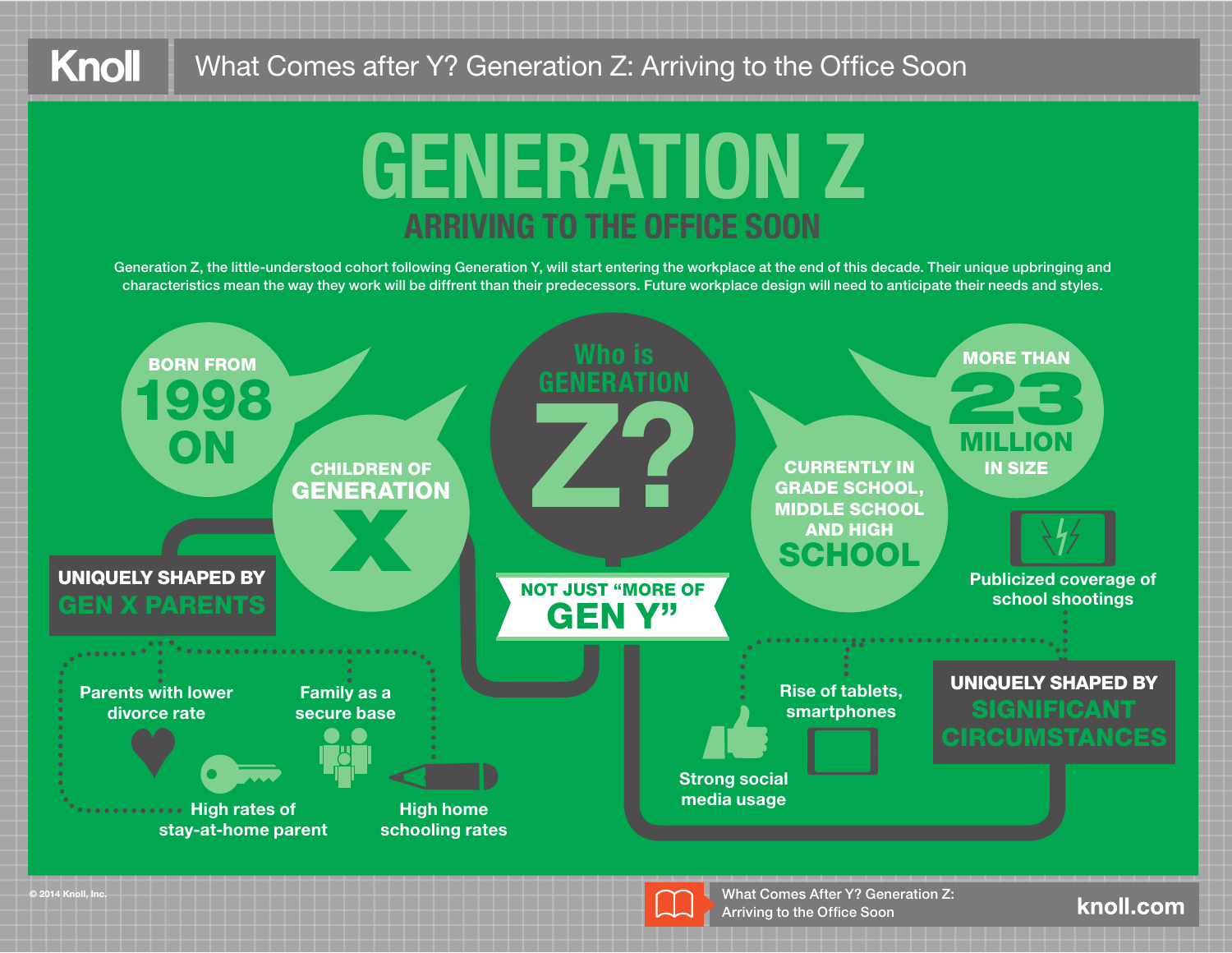# GENERATION Z

## ARRIVING TO THE OFFICE SOON

Generation Z, the little-understood cohort following Generation Y, will start entering the workplace at the end of this decade. Their unique upbringing and characteristics mean the way they work will be diffrent than their predecessors. Future workplace design will need to anticipate their needs and styles.

### Who is GENERATION Z?

- BORN FROM **1998 ON**
- CHILDREN OF **GENERATION X**
- CURRENTLY IN GRADE SCHOOL, MIDDLE SCHOOL AND HIGH **SCHOOL**
- MORE THAN **23 MILLION** IN SIZE

**NOT JUST "MORE OF GEN Y"**

### UNIQUELY SHAPED BY GEN X PARENTS

- Parents with lower divorce rate
- Family as a secure base
- High rates of stay-at-home parent
- High home schooling rates

### UNIQUELY SHAPED BY SIGNIFICANT CIRCUMSTANCES

- Publicized coverage of school shootings
- Rise of tablets, smartphones
- Strong social media usage

© 2014 Knoll, Inc.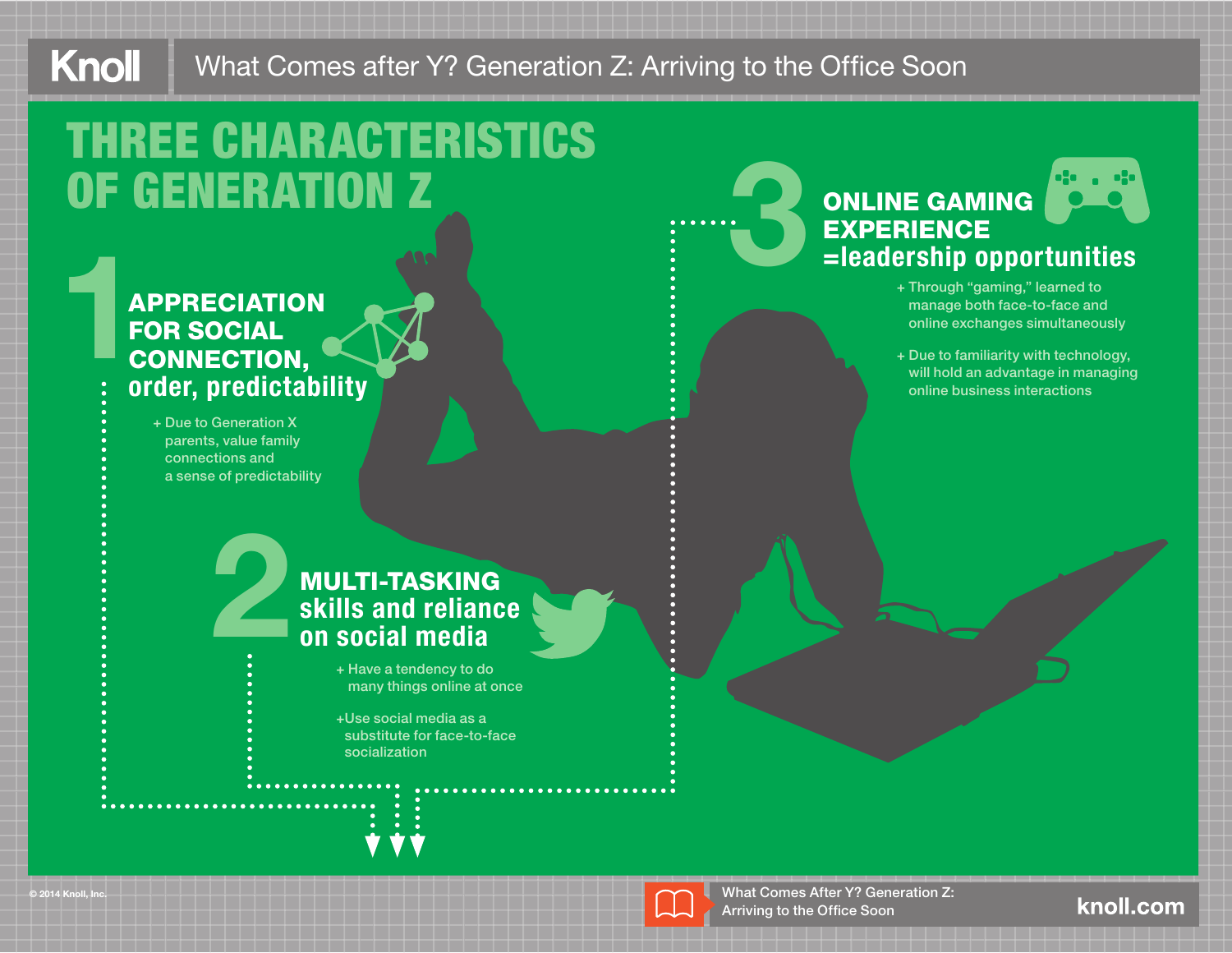# THREE CHARACTERISTICS OF GENERATION Z

## 1 APPRECIATION FOR SOCIAL CONNECTION, order, predictability

+ Due to Generation X parents, value family connections and a sense of predictability

## 2 MULTI-TASKING skills and reliance on social media

+ Have a tendency to do many things online at once

+ Use social media as a substitute for face-to-face socialization

## 3 ONLINE GAMING EXPERIENCE =leadership opportunities

+ Through "gaming," learned to manage both face-to-face and online exchanges simultaneously

+ Due to familiarity with technology, will hold an advantage in managing online business interactions

© 2014 Knoll, Inc.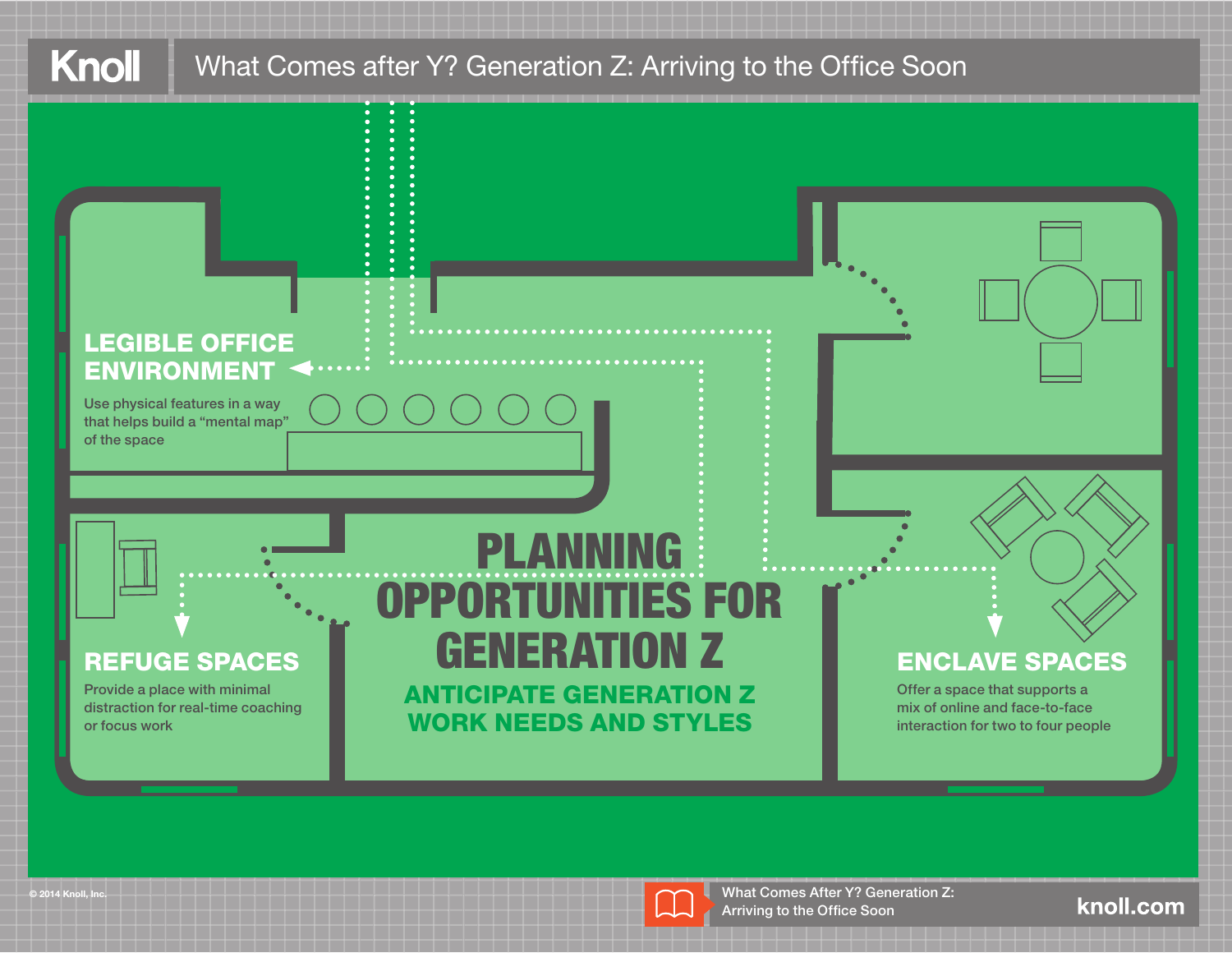# PLANNING OPPORTUNITIES FOR GENERATION Z

## ANTICIPATE GENERATION Z WORK NEEDS AND STYLES

### LEGIBLE OFFICE ENVIRONMENT

Use physical features in a way that helps build a "mental map" of the space

### REFUGE SPACES

Provide a place with minimal distraction for real-time coaching or focus work

### ENCLAVE SPACES

Offer a space that supports a mix of online and face-to-face interaction for two to four people

© 2014 Knoll, Inc.

What Comes After Y? Generation Z: Arriving to the Office Soon

knoll.com